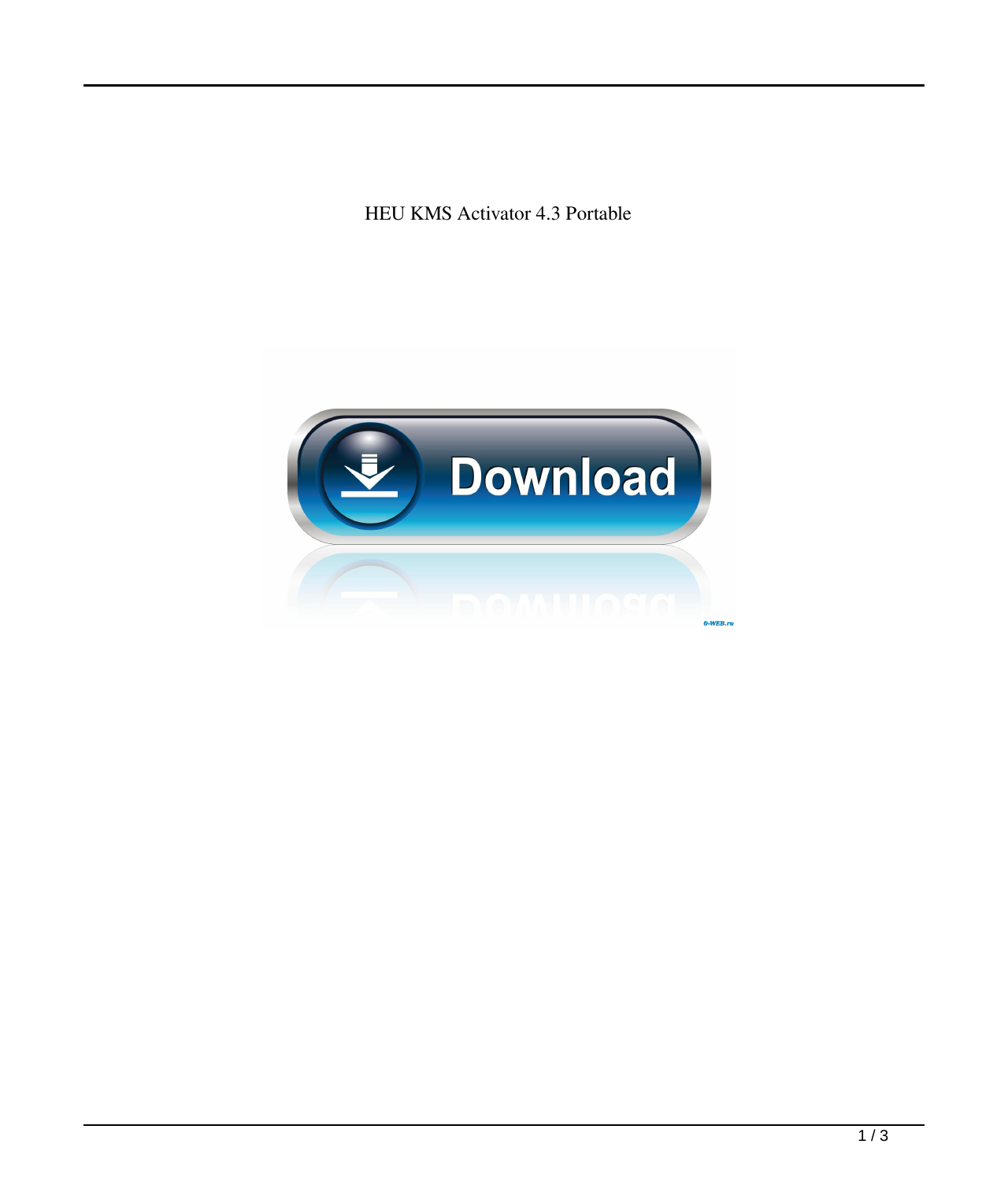HEU KMS Activator 4.3 Portable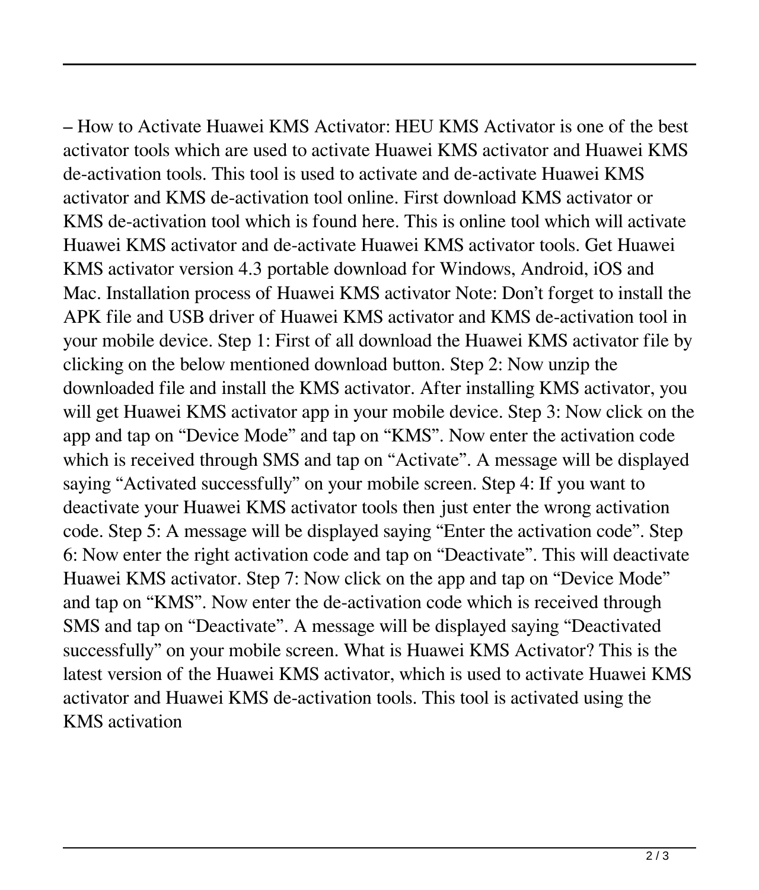– How to Activate Huawei KMS Activator: HEU KMS Activator is one of the best activator tools which are used to activate Huawei KMS activator and Huawei KMS de-activation tools. This tool is used to activate and de-activate Huawei KMS activator and KMS de-activation tool online. First download KMS activator or KMS de-activation tool which is found here. This is online tool which will activate Huawei KMS activator and de-activate Huawei KMS activator tools. Get Huawei KMS activator version 4.3 portable download for Windows, Android, iOS and Mac. Installation process of Huawei KMS activator Note: Don't forget to install the APK file and USB driver of Huawei KMS activator and KMS de-activation tool in your mobile device. Step 1: First of all download the Huawei KMS activator file by clicking on the below mentioned download button. Step 2: Now unzip the downloaded file and install the KMS activator. After installing KMS activator, you will get Huawei KMS activator app in your mobile device. Step 3: Now click on the app and tap on "Device Mode" and tap on "KMS". Now enter the activation code which is received through SMS and tap on "Activate". A message will be displayed saying "Activated successfully" on your mobile screen. Step 4: If you want to deactivate your Huawei KMS activator tools then just enter the wrong activation code. Step 5: A message will be displayed saying "Enter the activation code". Step 6: Now enter the right activation code and tap on "Deactivate". This will deactivate Huawei KMS activator. Step 7: Now click on the app and tap on "Device Mode" and tap on "KMS". Now enter the de-activation code which is received through SMS and tap on "Deactivate". A message will be displayed saying "Deactivated successfully" on your mobile screen. What is Huawei KMS Activator? This is the latest version of the Huawei KMS activator, which is used to activate Huawei KMS activator and Huawei KMS de-activation tools. This tool is activated using the KMS activation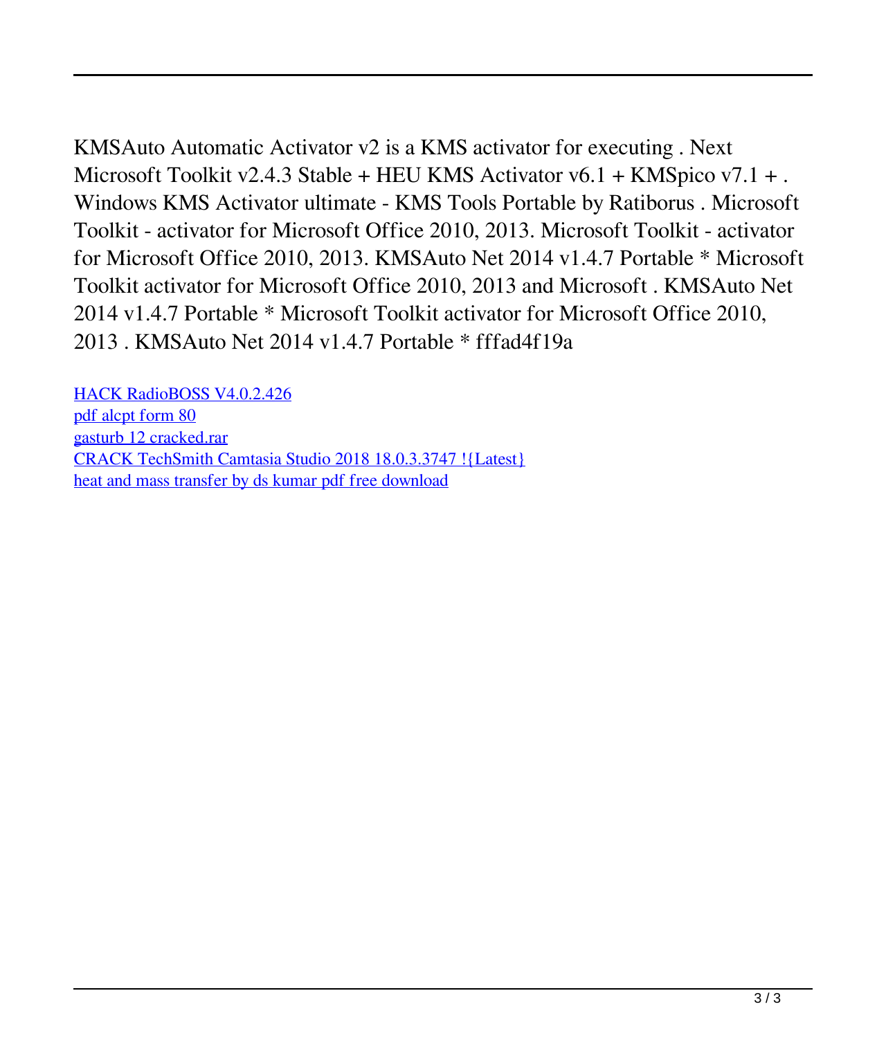KMSAuto Automatic Activator v2 is a KMS activator for executing . Next Microsoft Toolkit v2.4.3 Stable + HEU KMS Activator v6.1 + KMSpico v7.1 + . Windows KMS Activator ultimate - KMS Tools Portable by Ratiborus . Microsoft Toolkit - activator for Microsoft Office 2010, 2013. Microsoft Toolkit - activator for Microsoft Office 2010, 2013. KMSAuto Net 2014 v1.4.7 Portable * Microsoft Toolkit activator for Microsoft Office 2010, 2013 and Microsoft . KMSAuto Net 2014 v1.4.7 Portable * Microsoft Toolkit activator for Microsoft Office 2010, 2013 . KMSAuto Net 2014 v1.4.7 Portable * fffad4f19a

HACK RadioBOSS V4.0.2.426
pdf alcpt form 80
gasturb 12 cracked.rar
CRACK TechSmith Camtasia Studio 2018 18.0.3.3747 !{Latest}
heat and mass transfer by ds kumar pdf free download